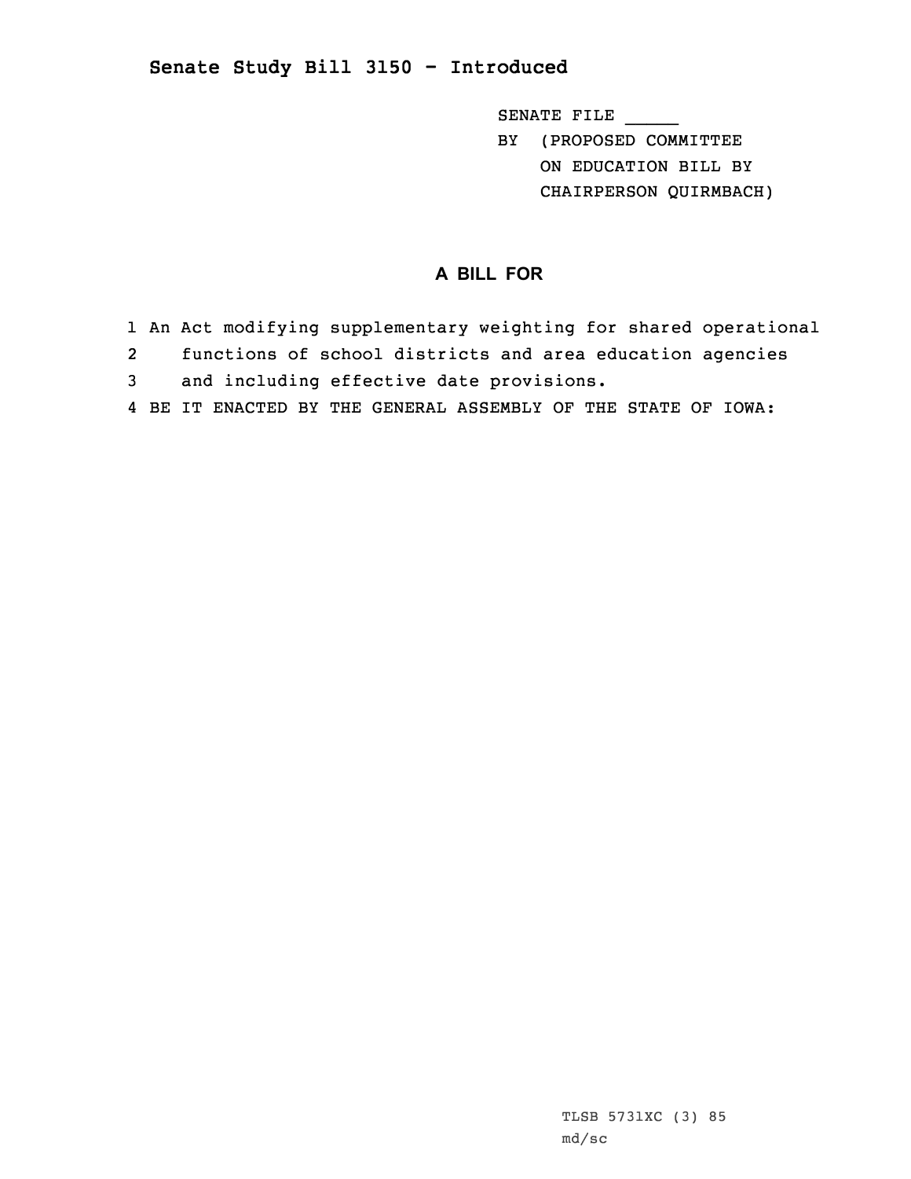## Senate Study Bill 3150 - Introduced

SENATE FILE _____
BY (PROPOSED COMMITTEE
ON EDUCATION BILL BY
CHAIRPERSON QUIRMBACH)

### A BILL FOR

1 An Act modifying supplementary weighting for shared operational
2 functions of school districts and area education agencies
3 and including effective date provisions.
4 BE IT ENACTED BY THE GENERAL ASSEMBLY OF THE STATE OF IOWA:

TLSB 5731XC (3) 85
md/sc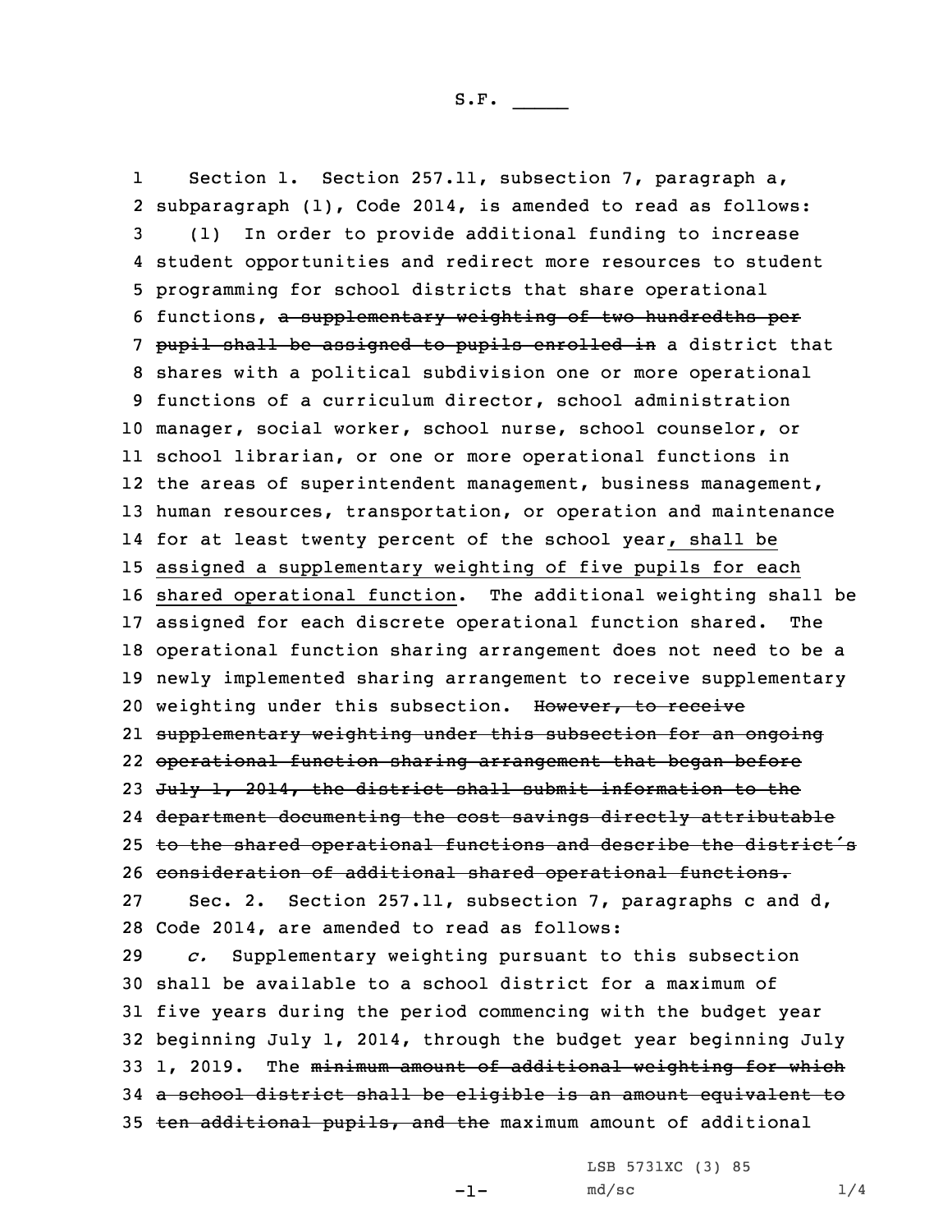S.F. _____

1 Section 1. Section 257.11, subsection 7, paragraph a, 2 subparagraph (1), Code 2014, is amended to read as follows:

3 (1) In order to provide additional funding to increase 4 student opportunities and redirect more resources to student 5 programming for school districts that share operational 6 functions, ~~a supplementary weighting of two hundredths per~~ 7 ~~pupil shall be assigned to pupils enrolled in~~ a district that 8 shares with a political subdivision one or more operational 9 functions of a curriculum director, school administration 10 manager, social worker, school nurse, school counselor, or 11 school librarian, or one or more operational functions in 12 the areas of superintendent management, business management, 13 human resources, transportation, or operation and maintenance 14 for at least twenty percent of the school year, shall be 15 assigned a supplementary weighting of five pupils for each 16 shared operational function. The additional weighting shall be 17 assigned for each discrete operational function shared. The 18 operational function sharing arrangement does not need to be a 19 newly implemented sharing arrangement to receive supplementary 20 weighting under this subsection. ~~However, to receive~~ 21 ~~supplementary weighting under this subsection for an ongoing~~ 22 ~~operational function sharing arrangement that began before~~ 23 ~~July 1, 2014, the district shall submit information to the~~ 24 ~~department documenting the cost savings directly attributable~~ 25 ~~to the shared operational functions and describe the district's~~ 26 ~~consideration of additional shared operational functions.~~

27 Sec. 2. Section 257.11, subsection 7, paragraphs c and d, 28 Code 2014, are amended to read as follows:

29 *c.* Supplementary weighting pursuant to this subsection 30 shall be available to a school district for a maximum of 31 five years during the period commencing with the budget year 32 beginning July 1, 2014, through the budget year beginning July 33 1, 2019. The ~~minimum amount of additional weighting for which~~ 34 ~~a school district shall be eligible is an amount equivalent to~~ 35 ~~ten additional pupils, and the~~ maximum amount of additional

LSB 5731XC (3) 85
md/sc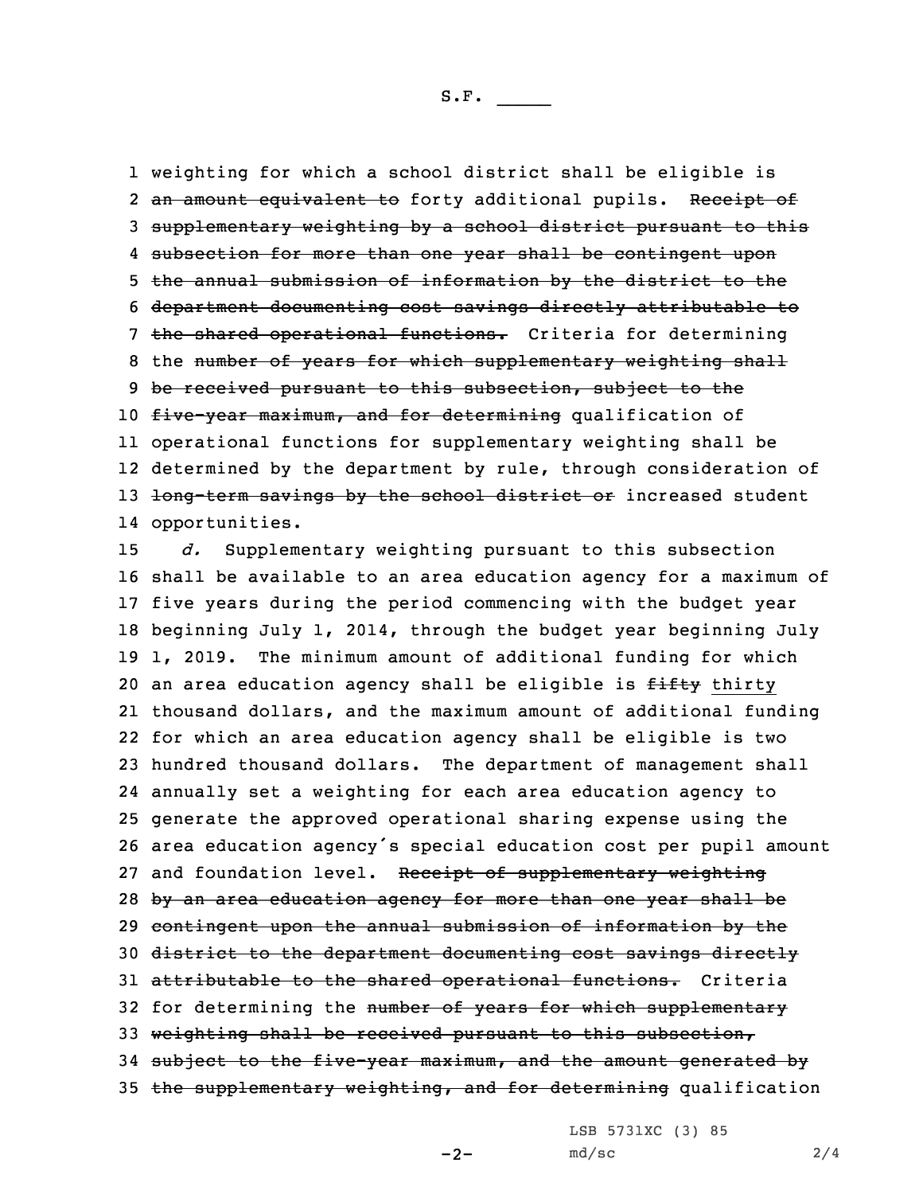weighting for which a school district shall be eligible is ~~an amount equivalent to~~ forty additional pupils. ~~Receipt of supplementary weighting by a school district pursuant to this subsection for more than one year shall be contingent upon the annual submission of information by the district to the department documenting cost savings directly attributable to the shared operational functions.~~ Criteria for determining the ~~number of years for which supplementary weighting shall be received pursuant to this subsection, subject to the five-year maximum, and for determining~~ qualification of operational functions for supplementary weighting shall be determined by the department by rule, through consideration of ~~long-term savings by the school district or~~ increased student opportunities.

*d.* Supplementary weighting pursuant to this subsection shall be available to an area education agency for a maximum of five years during the period commencing with the budget year beginning July 1, 2014, through the budget year beginning July 1, 2019. The minimum amount of additional funding for which an area education agency shall be eligible is ~~fifty~~ <u>thirty</u> thousand dollars, and the maximum amount of additional funding for which an area education agency shall be eligible is two hundred thousand dollars. The department of management shall annually set a weighting for each area education agency to generate the approved operational sharing expense using the area education agency's special education cost per pupil amount and foundation level. ~~Receipt of supplementary weighting by an area education agency for more than one year shall be contingent upon the annual submission of information by the district to the department documenting cost savings directly attributable to the shared operational functions.~~ Criteria for determining the ~~number of years for which supplementary weighting shall be received pursuant to this subsection, subject to the five-year maximum, and the amount generated by the supplementary weighting, and for determining~~ qualification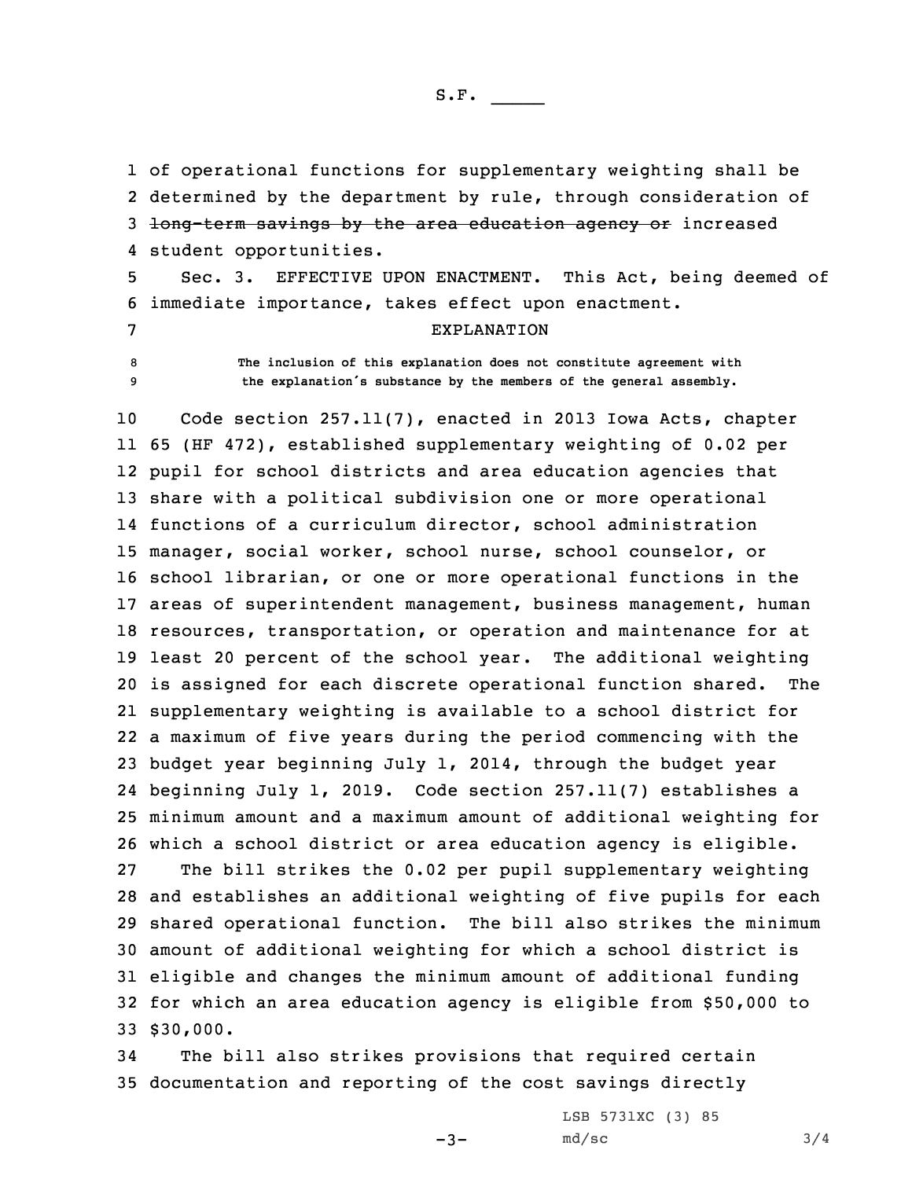of operational functions for supplementary weighting shall be determined by the department by rule, through consideration of ~~long-term savings by the area education agency or~~ increased student opportunities.

Sec. 3. EFFECTIVE UPON ENACTMENT. This Act, being deemed of immediate importance, takes effect upon enactment.

EXPLANATION

The inclusion of this explanation does not constitute agreement with the explanation's substance by the members of the general assembly.

Code section 257.11(7), enacted in 2013 Iowa Acts, chapter 65 (HF 472), established supplementary weighting of 0.02 per pupil for school districts and area education agencies that share with a political subdivision one or more operational functions of a curriculum director, school administration manager, social worker, school nurse, school counselor, or school librarian, or one or more operational functions in the areas of superintendent management, business management, human resources, transportation, or operation and maintenance for at least 20 percent of the school year. The additional weighting is assigned for each discrete operational function shared. The supplementary weighting is available to a school district for a maximum of five years during the period commencing with the budget year beginning July 1, 2014, through the budget year beginning July 1, 2019. Code section 257.11(7) establishes a minimum amount and a maximum amount of additional weighting for which a school district or area education agency is eligible.

The bill strikes the 0.02 per pupil supplementary weighting and establishes an additional weighting of five pupils for each shared operational function. The bill also strikes the minimum amount of additional weighting for which a school district is eligible and changes the minimum amount of additional funding for which an area education agency is eligible from $50,000 to $30,000.

The bill also strikes provisions that required certain documentation and reporting of the cost savings directly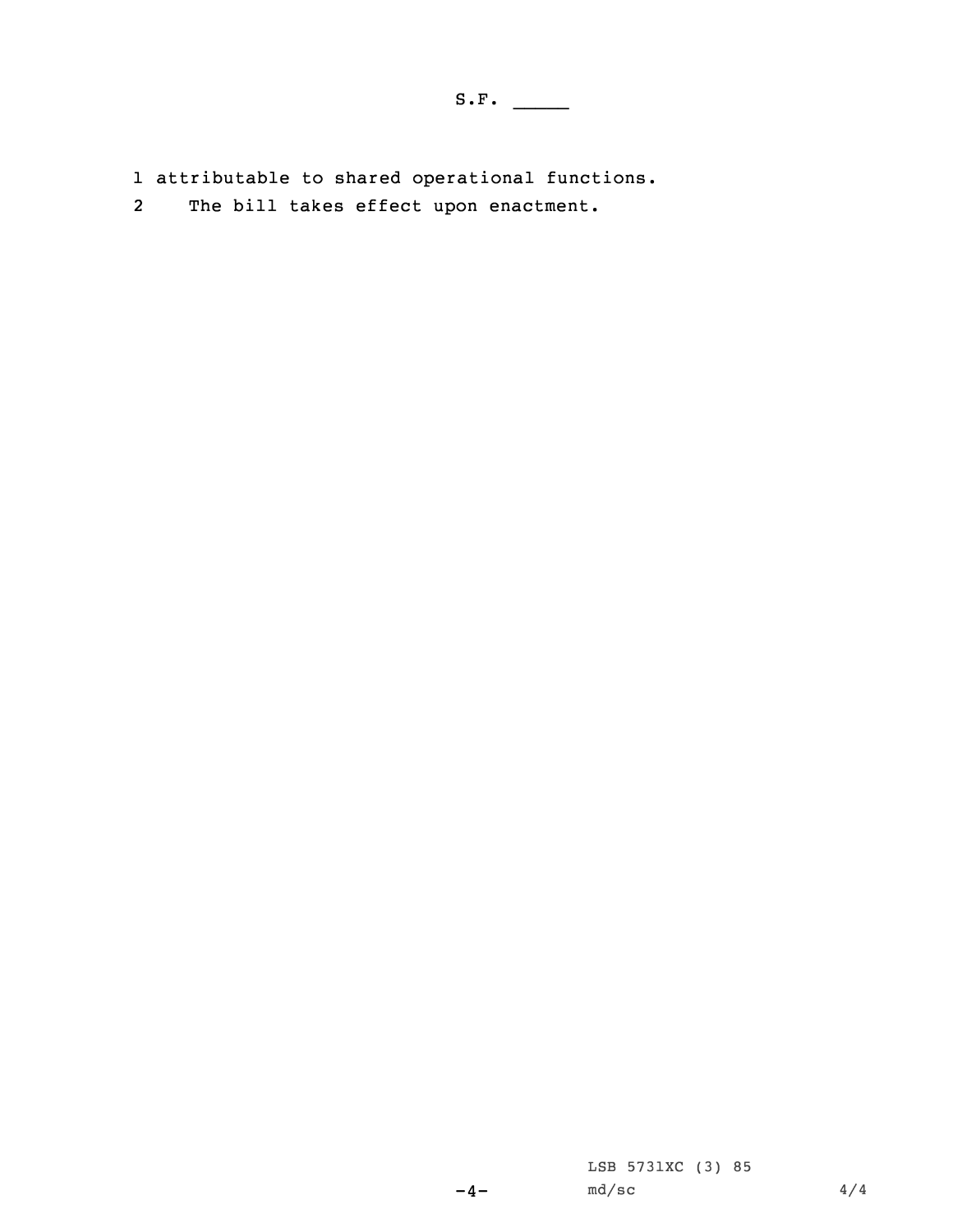attributable to shared operational functions.

The bill takes effect upon enactment.